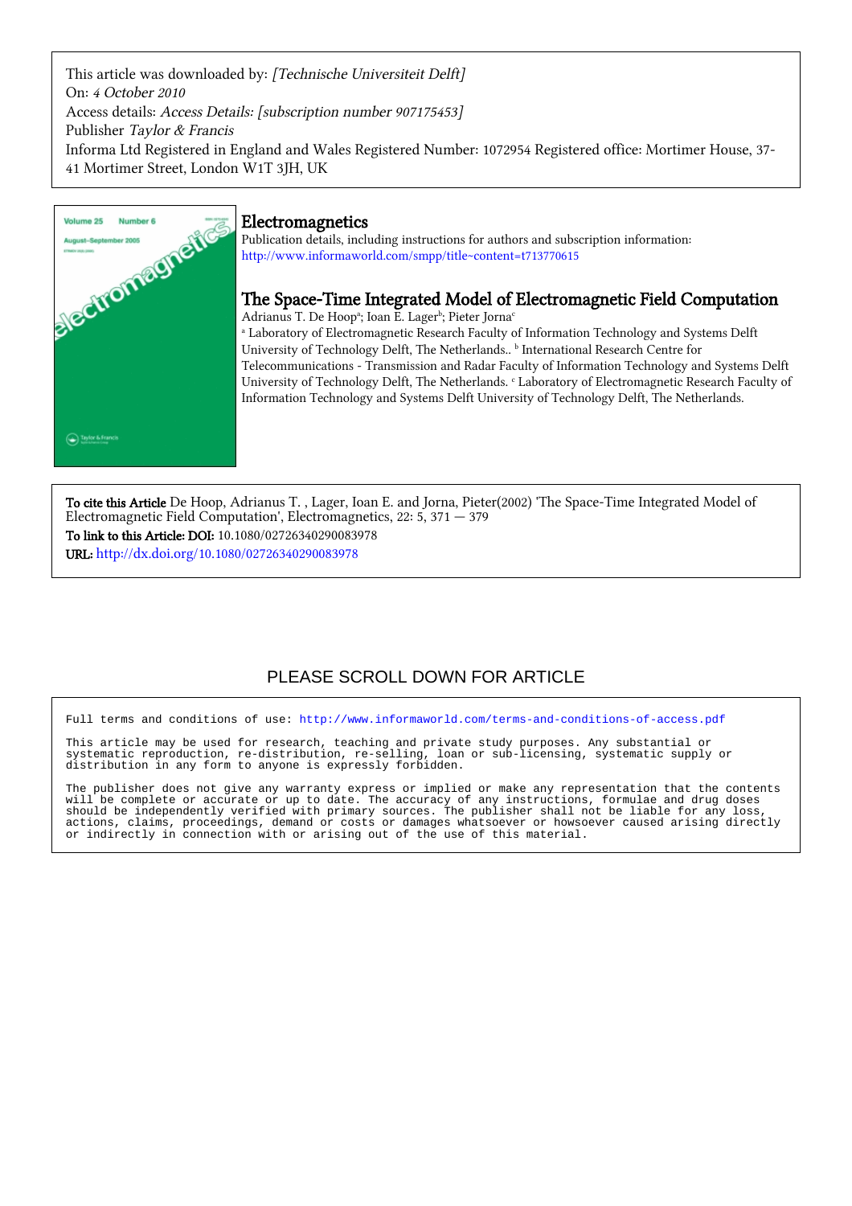This article was downloaded by: *[Technische Universiteit Delft]*
On: *4 October 2010*
Access details: *Access Details: [subscription number 907175453]*
Publisher *Taylor & Francis*
Informa Ltd Registered in England and Wales Registered Number: 1072954 Registered office: Mortimer House, 37-41 Mortimer Street, London W1T 3JH, UK

# Electromagnetics

Publication details, including instructions for authors and subscription information:
http://www.informaworld.com/smpp/title~content=t713770615

## The Space-Time Integrated Model of Electromagnetic Field Computation

Adrianus T. De Hoop[a]; Ioan E. Lager[b]; Pieter Jorna[c]

[a] Laboratory of Electromagnetic Research Faculty of Information Technology and Systems Delft University of Technology Delft, The Netherlands.. [b] International Research Centre for Telecommunications - Transmission and Radar Faculty of Information Technology and Systems Delft University of Technology Delft, The Netherlands. [c] Laboratory of Electromagnetic Research Faculty of Information Technology and Systems Delft University of Technology Delft, The Netherlands.

**To cite this Article** De Hoop, Adrianus T. , Lager, Ioan E. and Jorna, Pieter(2002) 'The Space-Time Integrated Model of Electromagnetic Field Computation', Electromagnetics, 22: 5, 371 — 379

**To link to this Article: DOI:** 10.1080/02726340290083978

**URL:** http://dx.doi.org/10.1080/02726340290083978

PLEASE SCROLL DOWN FOR ARTICLE

Full terms and conditions of use: http://www.informaworld.com/terms-and-conditions-of-access.pdf

This article may be used for research, teaching and private study purposes. Any substantial or systematic reproduction, re-distribution, re-selling, loan or sub-licensing, systematic supply or distribution in any form to anyone is expressly forbidden.

The publisher does not give any warranty express or implied or make any representation that the contents will be complete or accurate or up to date. The accuracy of any instructions, formulae and drug doses should be independently verified with primary sources. The publisher shall not be liable for any loss, actions, claims, proceedings, demand or costs or damages whatsoever or howsoever caused arising directly or indirectly in connection with or arising out of the use of this material.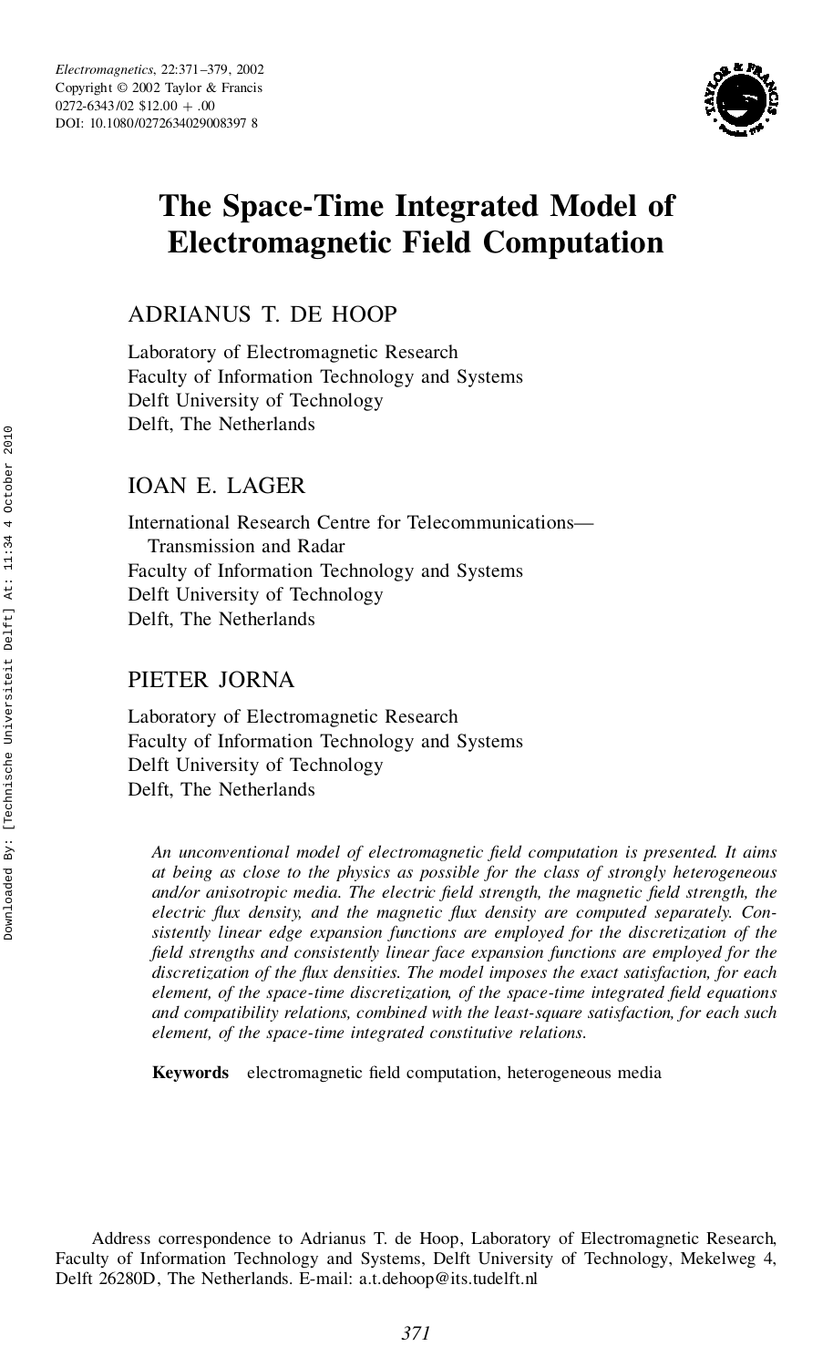# The Space-Time Integrated Model of Electromagnetic Field Computation

ADRIANUS T. DE HOOP

Laboratory of Electromagnetic Research
Faculty of Information Technology and Systems
Delft University of Technology
Delft, The Netherlands

IOAN E. LAGER

International Research Centre for Telecommunications—Transmission and Radar
Faculty of Information Technology and Systems
Delft University of Technology
Delft, The Netherlands

PIETER JORNA

Laboratory of Electromagnetic Research
Faculty of Information Technology and Systems
Delft University of Technology
Delft, The Netherlands

*An unconventional model of electromagnetic field computation is presented. It aims at being as close to the physics as possible for the class of strongly heterogeneous and/or anisotropic media. The electric field strength, the magnetic field strength, the electric flux density, and the magnetic flux density are computed separately. Consistently linear edge expansion functions are employed for the discretization of the field strengths and consistently linear face expansion functions are employed for the discretization of the flux densities. The model imposes the exact satisfaction, for each element, of the space-time discretization, of the space-time integrated field equations and compatibility relations, combined with the least-square satisfaction, for each such element, of the space-time integrated constitutive relations.*

**Keywords** electromagnetic field computation, heterogeneous media

Address correspondence to Adrianus T. de Hoop, Laboratory of Electromagnetic Research, Faculty of Information Technology and Systems, Delft University of Technology, Mekelweg 4, Delft 26280D, The Netherlands. E-mail: a.t.dehoop@its.tudelft.nl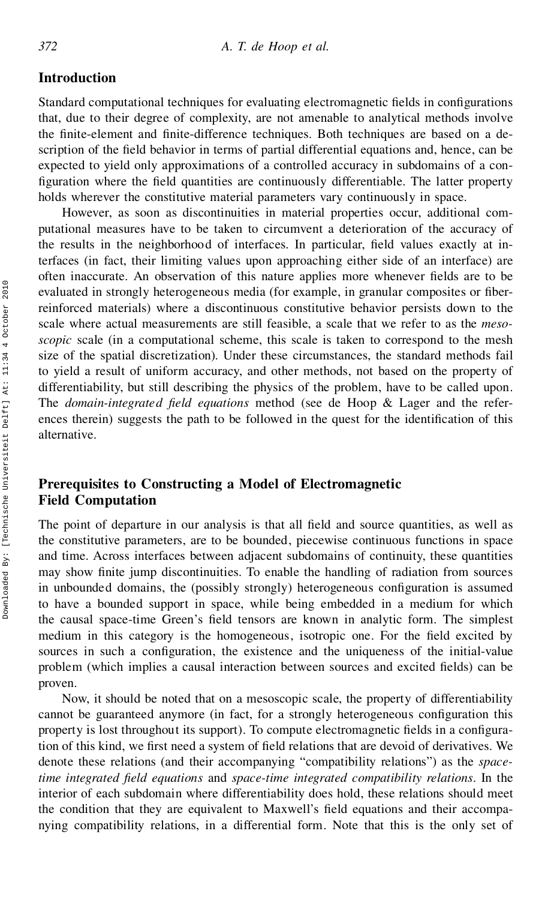## Introduction

Standard computational techniques for evaluating electromagnetic fields in configurations that, due to their degree of complexity, are not amenable to analytical methods involve the finite-element and finite-difference techniques. Both techniques are based on a description of the field behavior in terms of partial differential equations and, hence, can be expected to yield only approximations of a controlled accuracy in subdomains of a configuration where the field quantities are continuously differentiable. The latter property holds wherever the constitutive material parameters vary continuously in space.

However, as soon as discontinuities in material properties occur, additional computational measures have to be taken to circumvent a deterioration of the accuracy of the results in the neighborhood of interfaces. In particular, field values exactly at interfaces (in fact, their limiting values upon approaching either side of an interface) are often inaccurate. An observation of this nature applies more whenever fields are to be evaluated in strongly heterogeneous media (for example, in granular composites or fiber-reinforced materials) where a discontinuous constitutive behavior persists down to the scale where actual measurements are still feasible, a scale that we refer to as the *mesoscopic* scale (in a computational scheme, this scale is taken to correspond to the mesh size of the spatial discretization). Under these circumstances, the standard methods fail to yield a result of uniform accuracy, and other methods, not based on the property of differentiability, but still describing the physics of the problem, have to be called upon. The *domain-integrated field equations* method (see de Hoop & Lager and the references therein) suggests the path to be followed in the quest for the identification of this alternative.

## Prerequisites to Constructing a Model of Electromagnetic Field Computation

The point of departure in our analysis is that all field and source quantities, as well as the constitutive parameters, are to be bounded, piecewise continuous functions in space and time. Across interfaces between adjacent subdomains of continuity, these quantities may show finite jump discontinuities. To enable the handling of radiation from sources in unbounded domains, the (possibly strongly) heterogeneous configuration is assumed to have a bounded support in space, while being embedded in a medium for which the causal space-time Green's field tensors are known in analytic form. The simplest medium in this category is the homogeneous, isotropic one. For the field excited by sources in such a configuration, the existence and the uniqueness of the initial-value problem (which implies a causal interaction between sources and excited fields) can be proven.

Now, it should be noted that on a mesoscopic scale, the property of differentiability cannot be guaranteed anymore (in fact, for a strongly heterogeneous configuration this property is lost throughout its support). To compute electromagnetic fields in a configuration of this kind, we first need a system of field relations that are devoid of derivatives. We denote these relations (and their accompanying "compatibility relations") as the *space-time integrated field equations* and *space-time integrated compatibility relations*. In the interior of each subdomain where differentiability does hold, these relations should meet the condition that they are equivalent to Maxwell's field equations and their accompanying compatibility relations, in a differential form. Note that this is the only set of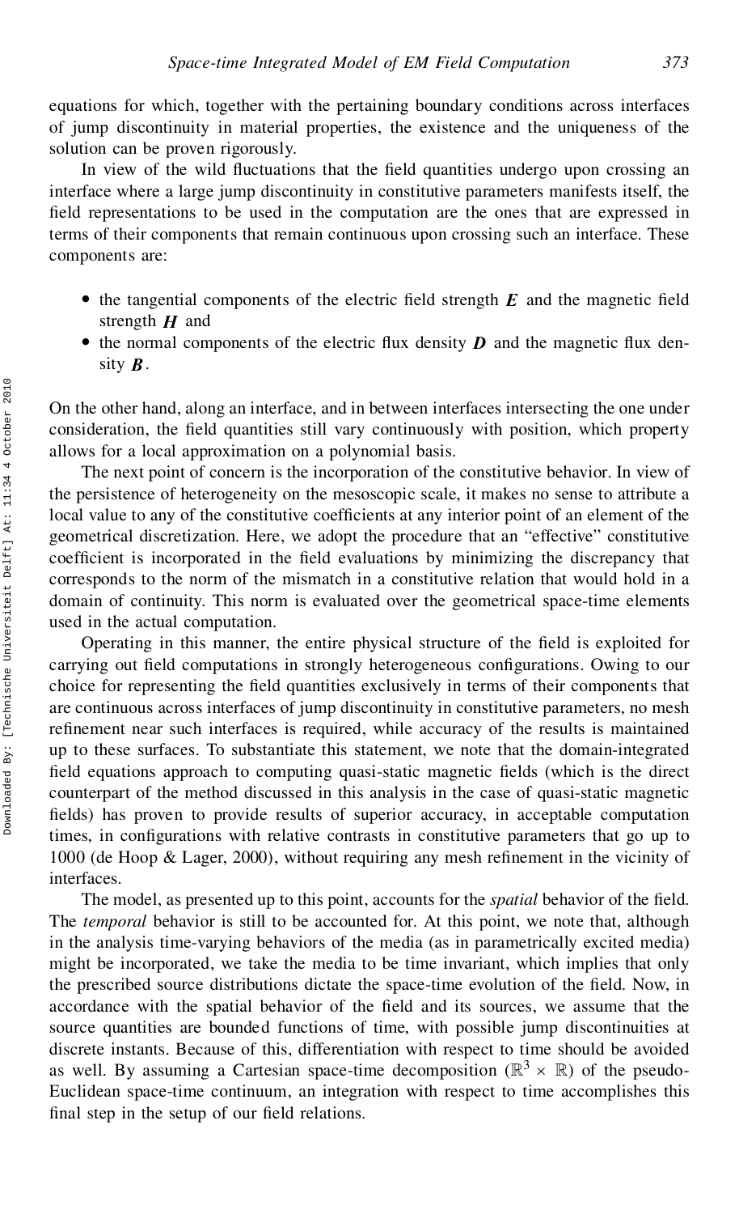equations for which, together with the pertaining boundary conditions across interfaces of jump discontinuity in material properties, the existence and the uniqueness of the solution can be proven rigorously.

In view of the wild fluctuations that the field quantities undergo upon crossing an interface where a large jump discontinuity in constitutive parameters manifests itself, the field representations to be used in the computation are the ones that are expressed in terms of their components that remain continuous upon crossing such an interface. These components are:

- the tangential components of the electric field strength $\boldsymbol{E}$ and the magnetic field strength $\boldsymbol{H}$ and
- the normal components of the electric flux density $\boldsymbol{D}$ and the magnetic flux density $\boldsymbol{B}$.

On the other hand, along an interface, and in between interfaces intersecting the one under consideration, the field quantities still vary continuously with position, which property allows for a local approximation on a polynomial basis.

The next point of concern is the incorporation of the constitutive behavior. In view of the persistence of heterogeneity on the mesoscopic scale, it makes no sense to attribute a local value to any of the constitutive coefficients at any interior point of an element of the geometrical discretization. Here, we adopt the procedure that an "effective" constitutive coefficient is incorporated in the field evaluations by minimizing the discrepancy that corresponds to the norm of the mismatch in a constitutive relation that would hold in a domain of continuity. This norm is evaluated over the geometrical space-time elements used in the actual computation.

Operating in this manner, the entire physical structure of the field is exploited for carrying out field computations in strongly heterogeneous configurations. Owing to our choice for representing the field quantities exclusively in terms of their components that are continuous across interfaces of jump discontinuity in constitutive parameters, no mesh refinement near such interfaces is required, while accuracy of the results is maintained up to these surfaces. To substantiate this statement, we note that the domain-integrated field equations approach to computing quasi-static magnetic fields (which is the direct counterpart of the method discussed in this analysis in the case of quasi-static magnetic fields) has proven to provide results of superior accuracy, in acceptable computation times, in configurations with relative contrasts in constitutive parameters that go up to 1000 (de Hoop & Lager, 2000), without requiring any mesh refinement in the vicinity of interfaces.

The model, as presented up to this point, accounts for the *spatial* behavior of the field. The *temporal* behavior is still to be accounted for. At this point, we note that, although in the analysis time-varying behaviors of the media (as in parametrically excited media) might be incorporated, we take the media to be time invariant, which implies that only the prescribed source distributions dictate the space-time evolution of the field. Now, in accordance with the spatial behavior of the field and its sources, we assume that the source quantities are bounded functions of time, with possible jump discontinuities at discrete instants. Because of this, differentiation with respect to time should be avoided as well. By assuming a Cartesian space-time decomposition ($\mathbb{R}^3 \times \mathbb{R}$) of the pseudo-Euclidean space-time continuum, an integration with respect to time accomplishes this final step in the setup of our field relations.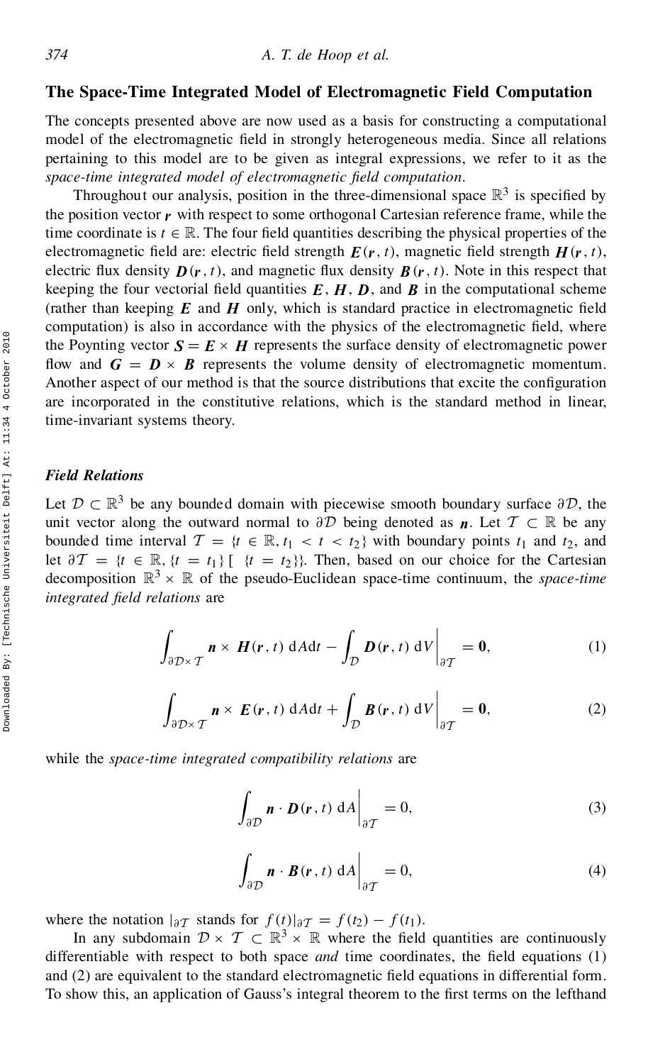## The Space-Time Integrated Model of Electromagnetic Field Computation

The concepts presented above are now used as a basis for constructing a computational model of the electromagnetic field in strongly heterogeneous media. Since all relations pertaining to this model are to be given as integral expressions, we refer to it as the *space-time integrated model of electromagnetic field computation*.

Throughout our analysis, position in the three-dimensional space $\mathbb{R}^3$ is specified by the position vector $\boldsymbol{r}$ with respect to some orthogonal Cartesian reference frame, while the time coordinate is $t \in \mathbb{R}$. The four field quantities describing the physical properties of the electromagnetic field are: electric field strength $\boldsymbol{E}(\boldsymbol{r}, t)$, magnetic field strength $\boldsymbol{H}(\boldsymbol{r}, t)$, electric flux density $\boldsymbol{D}(\boldsymbol{r}, t)$, and magnetic flux density $\boldsymbol{B}(\boldsymbol{r}, t)$. Note in this respect that keeping the four vectorial field quantities $\boldsymbol{E}$, $\boldsymbol{H}$, $\boldsymbol{D}$, and $\boldsymbol{B}$ in the computational scheme (rather than keeping $\boldsymbol{E}$ and $\boldsymbol{H}$ only, which is standard practice in electromagnetic field computation) is also in accordance with the physics of the electromagnetic field, where the Poynting vector $\boldsymbol{S} = \boldsymbol{E} \times \boldsymbol{H}$ represents the surface density of electromagnetic power flow and $\boldsymbol{G} = \boldsymbol{D} \times \boldsymbol{B}$ represents the volume density of electromagnetic momentum. Another aspect of our method is that the source distributions that excite the configuration are incorporated in the constitutive relations, which is the standard method in linear, time-invariant systems theory.

### *Field Relations*

Let $\mathcal{D} \subset \mathbb{R}^3$ be any bounded domain with piecewise smooth boundary surface $\partial\mathcal{D}$, the unit vector along the outward normal to $\partial\mathcal{D}$ being denoted as $\boldsymbol{n}$. Let $\mathcal{T} \subset \mathbb{R}$ be any bounded time interval $\mathcal{T} = \{t \in \mathbb{R}, t_1 < t < t_2\}$ with boundary points $t_1$ and $t_2$, and let $\partial\mathcal{T} = \{t \in \mathbb{R}, \{t = t_1\} \cup \{t = t_2\}\}$. Then, based on our choice for the Cartesian decomposition $\mathbb{R}^3 \times \mathbb{R}$ of the pseudo-Euclidean space-time continuum, the *space-time integrated field relations* are

$$\int_{\partial\mathcal{D}\times\mathcal{T}} \boldsymbol{n} \times \boldsymbol{H}(\boldsymbol{r}, t)\, \mathrm{d}A\mathrm{d}t - \int_{\mathcal{D}} \boldsymbol{D}(\boldsymbol{r}, t)\, \mathrm{d}V \bigg|_{\partial\mathcal{T}} = \boldsymbol{0}, \tag{1}$$

$$\int_{\partial\mathcal{D}\times\mathcal{T}} \boldsymbol{n} \times \boldsymbol{E}(\boldsymbol{r}, t)\, \mathrm{d}A\mathrm{d}t + \int_{\mathcal{D}} \boldsymbol{B}(\boldsymbol{r}, t)\, \mathrm{d}V \bigg|_{\partial\mathcal{T}} = \boldsymbol{0}, \tag{2}$$

while the *space-time integrated compatibility relations* are

$$\int_{\partial\mathcal{D}} \boldsymbol{n} \cdot \boldsymbol{D}(\boldsymbol{r}, t)\, \mathrm{d}A \bigg|_{\partial\mathcal{T}} = 0, \tag{3}$$

$$\int_{\partial\mathcal{D}} \boldsymbol{n} \cdot \boldsymbol{B}(\boldsymbol{r}, t)\, \mathrm{d}A \bigg|_{\partial\mathcal{T}} = 0, \tag{4}$$

where the notation $|_{\partial\mathcal{T}}$ stands for $f(t)|_{\partial\mathcal{T}} = f(t_2) - f(t_1)$.

In any subdomain $\mathcal{D} \times \mathcal{T} \subset \mathbb{R}^3 \times \mathbb{R}$ where the field quantities are continuously differentiable with respect to both space *and* time coordinates, the field equations (1) and (2) are equivalent to the standard electromagnetic field equations in differential form. To show this, an application of Gauss's integral theorem to the first terms on the lefthand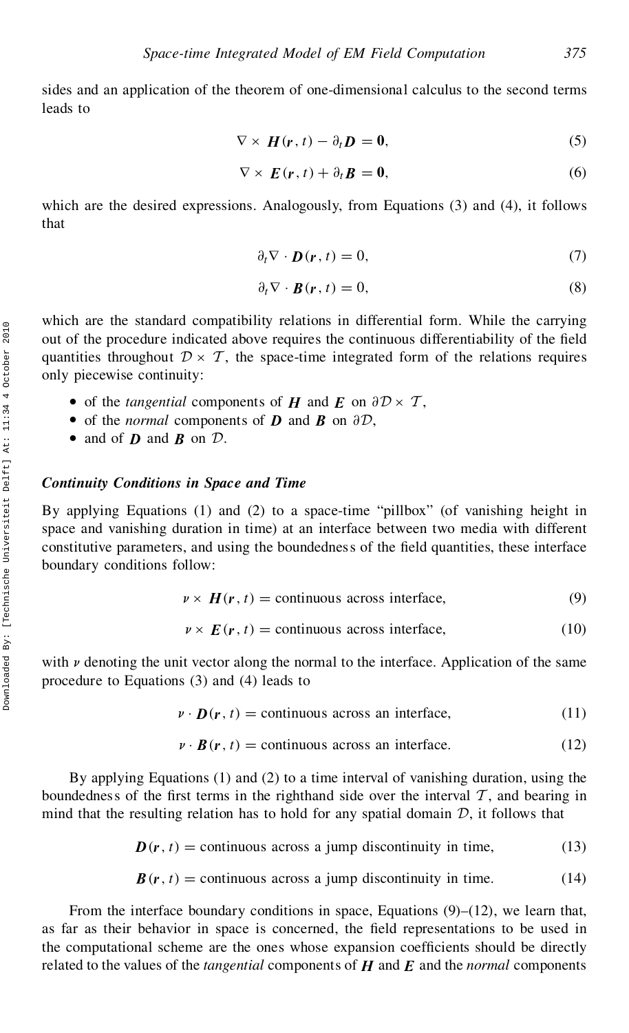sides and an application of the theorem of one-dimensional calculus to the second terms leads to

$$\nabla \times \boldsymbol{H}(\boldsymbol{r}, t) - \partial_t \boldsymbol{D} = \boldsymbol{0}, \tag{5}$$

$$\nabla \times \boldsymbol{E}(\boldsymbol{r}, t) + \partial_t \boldsymbol{B} = \boldsymbol{0}, \tag{6}$$

which are the desired expressions. Analogously, from Equations (3) and (4), it follows that

$$\partial_t \nabla \cdot \boldsymbol{D}(\boldsymbol{r}, t) = 0, \tag{7}$$

$$\partial_t \nabla \cdot \boldsymbol{B}(\boldsymbol{r}, t) = 0, \tag{8}$$

which are the standard compatibility relations in differential form. While the carrying out of the procedure indicated above requires the continuous differentiability of the field quantities throughout $\mathcal{D} \times \mathcal{T}$, the space-time integrated form of the relations requires only piecewise continuity:

- of the *tangential* components of $\boldsymbol{H}$ and $\boldsymbol{E}$ on $\partial\mathcal{D} \times \mathcal{T}$,
- of the *normal* components of $\boldsymbol{D}$ and $\boldsymbol{B}$ on $\partial\mathcal{D}$,
- and of $\boldsymbol{D}$ and $\boldsymbol{B}$ on $\mathcal{D}$.

### *Continuity Conditions in Space and Time*

By applying Equations (1) and (2) to a space-time "pillbox" (of vanishing height in space and vanishing duration in time) at an interface between two media with different constitutive parameters, and using the boundedness of the field quantities, these interface boundary conditions follow:

$$\nu \times \boldsymbol{H}(\boldsymbol{r}, t) = \text{continuous across interface}, \tag{9}$$

$$\nu \times \boldsymbol{E}(\boldsymbol{r}, t) = \text{continuous across interface}, \tag{10}$$

with $\nu$ denoting the unit vector along the normal to the interface. Application of the same procedure to Equations (3) and (4) leads to

$$\nu \cdot \boldsymbol{D}(\boldsymbol{r}, t) = \text{continuous across an interface}, \tag{11}$$

$$\nu \cdot \boldsymbol{B}(\boldsymbol{r}, t) = \text{continuous across an interface}. \tag{12}$$

By applying Equations (1) and (2) to a time interval of vanishing duration, using the boundedness of the first terms in the righthand side over the interval $\mathcal{T}$, and bearing in mind that the resulting relation has to hold for any spatial domain $\mathcal{D}$, it follows that

$$\boldsymbol{D}(\boldsymbol{r}, t) = \text{continuous across a jump discontinuity in time}, \tag{13}$$

$$\boldsymbol{B}(\boldsymbol{r}, t) = \text{continuous across a jump discontinuity in time}. \tag{14}$$

From the interface boundary conditions in space, Equations (9)–(12), we learn that, as far as their behavior in space is concerned, the field representations to be used in the computational scheme are the ones whose expansion coefficients should be directly related to the values of the *tangential* components of $\boldsymbol{H}$ and $\boldsymbol{E}$ and the *normal* components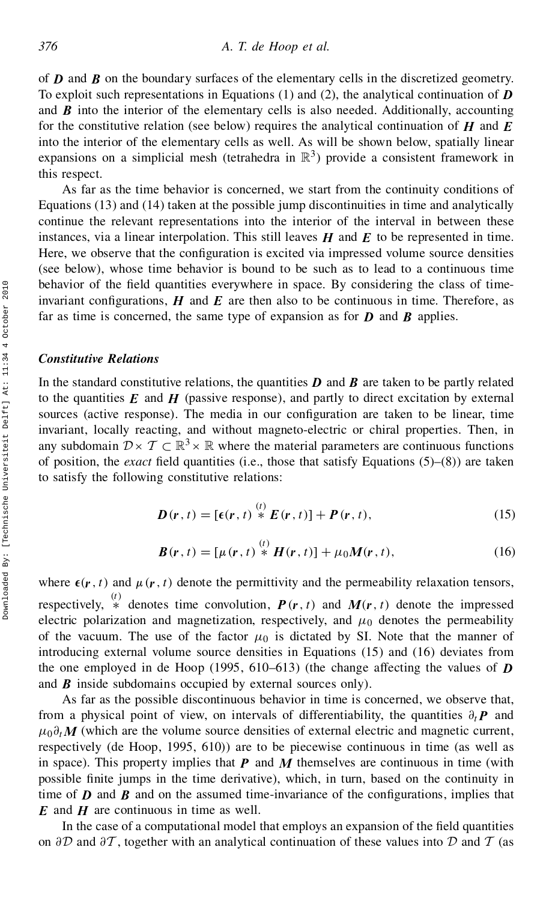of $\boldsymbol{D}$ and $\boldsymbol{B}$ on the boundary surfaces of the elementary cells in the discretized geometry. To exploit such representations in Equations (1) and (2), the analytical continuation of $\boldsymbol{D}$ and $\boldsymbol{B}$ into the interior of the elementary cells is also needed. Additionally, accounting for the constitutive relation (see below) requires the analytical continuation of $\boldsymbol{H}$ and $\boldsymbol{E}$ into the interior of the elementary cells as well. As will be shown below, spatially linear expansions on a simplicial mesh (tetrahedra in $\mathbb{R}^3$) provide a consistent framework in this respect.

As far as the time behavior is concerned, we start from the continuity conditions of Equations (13) and (14) taken at the possible jump discontinuities in time and analytically continue the relevant representations into the interior of the interval in between these instances, via a linear interpolation. This still leaves $\boldsymbol{H}$ and $\boldsymbol{E}$ to be represented in time. Here, we observe that the configuration is excited via impressed volume source densities (see below), whose time behavior is bound to be such as to lead to a continuous time behavior of the field quantities everywhere in space. By considering the class of time-invariant configurations, $\boldsymbol{H}$ and $\boldsymbol{E}$ are then also to be continuous in time. Therefore, as far as time is concerned, the same type of expansion as for $\boldsymbol{D}$ and $\boldsymbol{B}$ applies.

### *Constitutive Relations*

In the standard constitutive relations, the quantities $\boldsymbol{D}$ and $\boldsymbol{B}$ are taken to be partly related to the quantities $\boldsymbol{E}$ and $\boldsymbol{H}$ (passive response), and partly to direct excitation by external sources (active response). The media in our configuration are taken to be linear, time invariant, locally reacting, and without magneto-electric or chiral properties. Then, in any subdomain $\mathcal{D} \times \mathcal{T} \subset \mathbb{R}^3 \times \mathbb{R}$ where the material parameters are continuous functions of position, the *exact* field quantities (i.e., those that satisfy Equations (5)–(8)) are taken to satisfy the following constitutive relations:

$$\boldsymbol{D}(\boldsymbol{r}, t) = [\boldsymbol{\epsilon}(\boldsymbol{r}, t) \overset{(t)}{*} \boldsymbol{E}(\boldsymbol{r}, t)] + \boldsymbol{P}(\boldsymbol{r}, t), \tag{15}$$

$$\boldsymbol{B}(\boldsymbol{r}, t) = [\mu(\boldsymbol{r}, t) \overset{(t)}{*} \boldsymbol{H}(\boldsymbol{r}, t)] + \mu_0 \boldsymbol{M}(\boldsymbol{r}, t), \tag{16}$$

where $\boldsymbol{\epsilon}(\boldsymbol{r}, t)$ and $\mu(\boldsymbol{r}, t)$ denote the permittivity and the permeability relaxation tensors, respectively, $\overset{(t)}{*}$ denotes time convolution, $\boldsymbol{P}(\boldsymbol{r}, t)$ and $\boldsymbol{M}(\boldsymbol{r}, t)$ denote the impressed electric polarization and magnetization, respectively, and $\mu_0$ denotes the permeability of the vacuum. The use of the factor $\mu_0$ is dictated by SI. Note that the manner of introducing external volume source densities in Equations (15) and (16) deviates from the one employed in de Hoop (1995, 610–613) (the change affecting the values of $\boldsymbol{D}$ and $\boldsymbol{B}$ inside subdomains occupied by external sources only).

As far as the possible discontinuous behavior in time is concerned, we observe that, from a physical point of view, on intervals of differentiability, the quantities $\partial_t \boldsymbol{P}$ and $\mu_0 \partial_t \boldsymbol{M}$ (which are the volume source densities of external electric and magnetic current, respectively (de Hoop, 1995, 610)) are to be piecewise continuous in time (as well as in space). This property implies that $\boldsymbol{P}$ and $\boldsymbol{M}$ themselves are continuous in time (with possible finite jumps in the time derivative), which, in turn, based on the continuity in time of $\boldsymbol{D}$ and $\boldsymbol{B}$ and on the assumed time-invariance of the configurations, implies that $\boldsymbol{E}$ and $\boldsymbol{H}$ are continuous in time as well.

In the case of a computational model that employs an expansion of the field quantities on $\partial\mathcal{D}$ and $\partial\mathcal{T}$, together with an analytical continuation of these values into $\mathcal{D}$ and $\mathcal{T}$ (as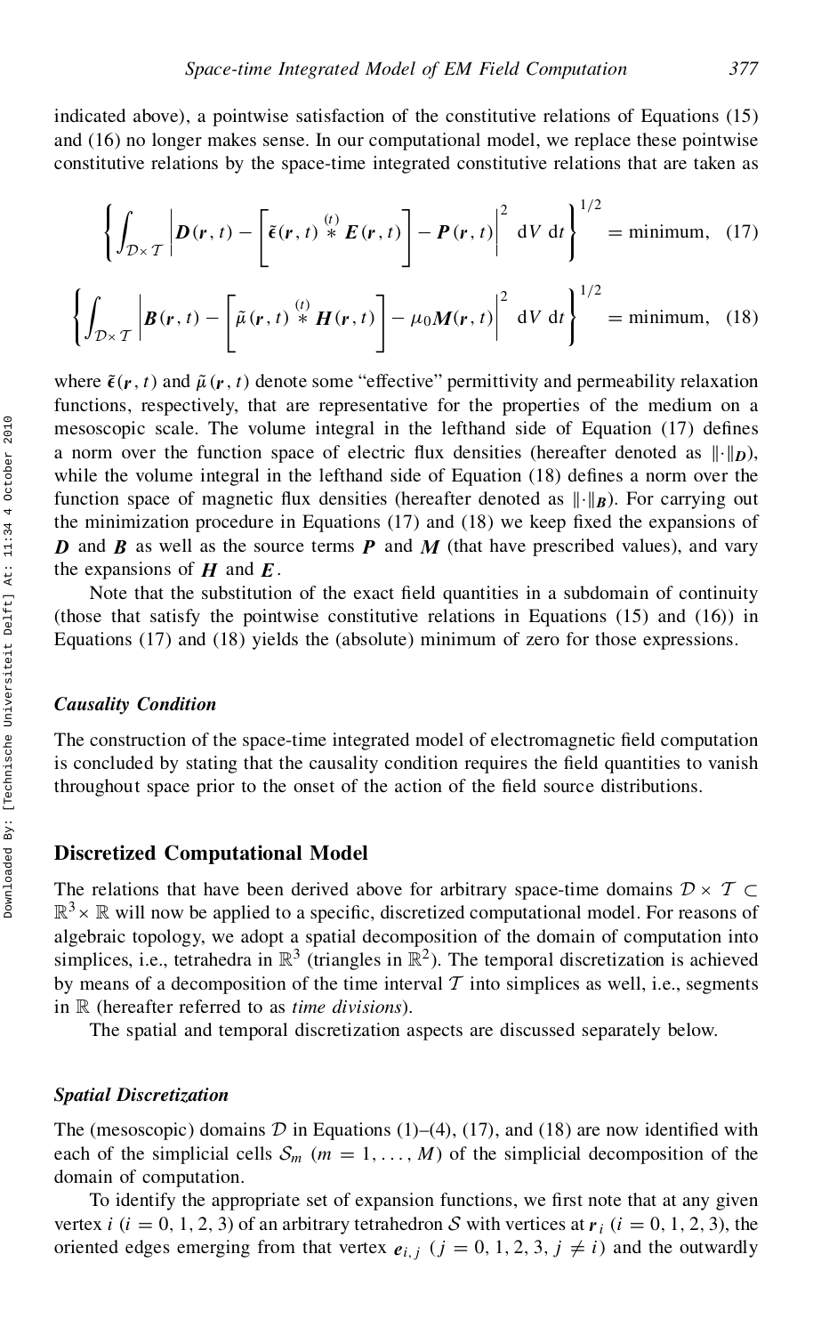indicated above), a pointwise satisfaction of the constitutive relations of Equations (15) and (16) no longer makes sense. In our computational model, we replace these pointwise constitutive relations by the space-time integrated constitutive relations that are taken as

$$\left\{ \int_{\mathcal{D}\times\mathcal{T}} \left| \boldsymbol{D}(\boldsymbol{r},t) - \left[ \tilde{\boldsymbol{\epsilon}}(\boldsymbol{r},t) \overset{(t)}{*} \boldsymbol{E}(\boldsymbol{r},t) \right] - \boldsymbol{P}(\boldsymbol{r},t) \right|^2 \mathrm{d}V\, \mathrm{d}t \right\}^{1/2} = \text{minimum}, \quad (17)$$

$$\left\{ \int_{\mathcal{D}\times\mathcal{T}} \left| \boldsymbol{B}(\boldsymbol{r},t) - \left[ \tilde{\mu}(\boldsymbol{r},t) \overset{(t)}{*} \boldsymbol{H}(\boldsymbol{r},t) \right] - \mu_0 \boldsymbol{M}(\boldsymbol{r},t) \right|^2 \mathrm{d}V\, \mathrm{d}t \right\}^{1/2} = \text{minimum}, \quad (18)$$

where $\tilde{\boldsymbol{\epsilon}}(\boldsymbol{r},t)$ and $\tilde{\mu}(\boldsymbol{r},t)$ denote some "effective" permittivity and permeability relaxation functions, respectively, that are representative for the properties of the medium on a mesoscopic scale. The volume integral in the lefthand side of Equation (17) defines a norm over the function space of electric flux densities (hereafter denoted as $\|\cdot\|_{\boldsymbol{D}}$), while the volume integral in the lefthand side of Equation (18) defines a norm over the function space of magnetic flux densities (hereafter denoted as $\|\cdot\|_{\boldsymbol{B}}$). For carrying out the minimization procedure in Equations (17) and (18) we keep fixed the expansions of $\boldsymbol{D}$ and $\boldsymbol{B}$ as well as the source terms $\boldsymbol{P}$ and $\boldsymbol{M}$ (that have prescribed values), and vary the expansions of $\boldsymbol{H}$ and $\boldsymbol{E}$.

Note that the substitution of the exact field quantities in a subdomain of continuity (those that satisfy the pointwise constitutive relations in Equations (15) and (16)) in Equations (17) and (18) yields the (absolute) minimum of zero for those expressions.

### *Causality Condition*

The construction of the space-time integrated model of electromagnetic field computation is concluded by stating that the causality condition requires the field quantities to vanish throughout space prior to the onset of the action of the field source distributions.

## Discretized Computational Model

The relations that have been derived above for arbitrary space-time domains $\mathcal{D}\times\mathcal{T} \subset \mathbb{R}^3 \times \mathbb{R}$ will now be applied to a specific, discretized computational model. For reasons of algebraic topology, we adopt a spatial decomposition of the domain of computation into simplices, i.e., tetrahedra in $\mathbb{R}^3$ (triangles in $\mathbb{R}^2$). The temporal discretization is achieved by means of a decomposition of the time interval $\mathcal{T}$ into simplices as well, i.e., segments in $\mathbb{R}$ (hereafter referred to as *time divisions*).

The spatial and temporal discretization aspects are discussed separately below.

### *Spatial Discretization*

The (mesoscopic) domains $\mathcal{D}$ in Equations (1)–(4), (17), and (18) are now identified with each of the simplicial cells $\mathcal{S}_m$ ($m = 1, \ldots, M$) of the simplicial decomposition of the domain of computation.

To identify the appropriate set of expansion functions, we first note that at any given vertex $i$ ($i = 0, 1, 2, 3$) of an arbitrary tetrahedron $\mathcal{S}$ with vertices at $\boldsymbol{r}_i$ ($i = 0, 1, 2, 3$), the oriented edges emerging from that vertex $\boldsymbol{e}_{i,j}$ ($j = 0, 1, 2, 3$, $j \neq i$) and the outwardly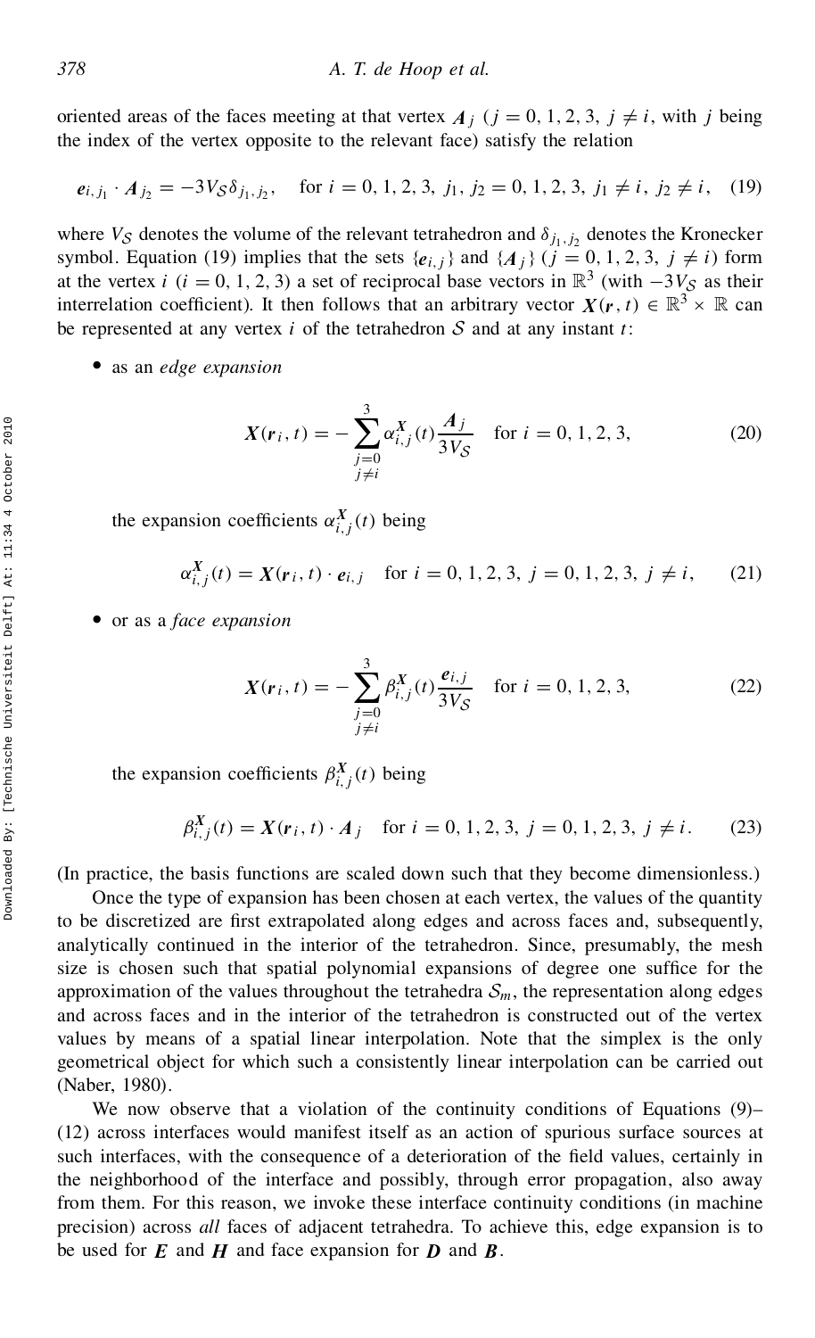oriented areas of the faces meeting at that vertex $\boldsymbol{A}_j$ ($j = 0, 1, 2, 3,\ j \neq i$, with $j$ being the index of the vertex opposite to the relevant face) satisfy the relation

$$\boldsymbol{e}_{i,j_1} \cdot \boldsymbol{A}_{j_2} = -3V_{\mathcal{S}}\delta_{j_1,j_2}, \quad \text{for } i = 0, 1, 2, 3,\ j_1, j_2 = 0, 1, 2, 3,\ j_1 \neq i,\ j_2 \neq i, \quad (19)$$

where $V_{\mathcal{S}}$ denotes the volume of the relevant tetrahedron and $\delta_{j_1,j_2}$ denotes the Kronecker symbol. Equation (19) implies that the sets $\{\boldsymbol{e}_{i,j}\}$ and $\{\boldsymbol{A}_j\}$ ($j = 0, 1, 2, 3,\ j \neq i$) form at the vertex $i$ ($i = 0, 1, 2, 3$) a set of reciprocal base vectors in $\mathbb{R}^3$ (with $-3V_{\mathcal{S}}$ as their interrelation coefficient). It then follows that an arbitrary vector $\boldsymbol{X}(\boldsymbol{r}, t) \in \mathbb{R}^3 \times \mathbb{R}$ can be represented at any vertex $i$ of the tetrahedron $\mathcal{S}$ and at any instant $t$:

- as an *edge expansion*

$$\boldsymbol{X}(\boldsymbol{r}_i, t) = -\sum_{\substack{j=0\\ j\neq i}}^{3} \alpha^{\boldsymbol{X}}_{i,j}(t)\frac{\boldsymbol{A}_j}{3V_{\mathcal{S}}} \quad \text{for } i = 0, 1, 2, 3, \quad (20)$$

  the expansion coefficients $\alpha^{\boldsymbol{X}}_{i,j}(t)$ being

$$\alpha^{\boldsymbol{X}}_{i,j}(t) = \boldsymbol{X}(\boldsymbol{r}_i, t) \cdot \boldsymbol{e}_{i,j} \quad \text{for } i = 0, 1, 2, 3,\ j = 0, 1, 2, 3,\ j \neq i, \quad (21)$$

- or as a *face expansion*

$$\boldsymbol{X}(\boldsymbol{r}_i, t) = -\sum_{\substack{j=0\\ j\neq i}}^{3} \beta^{\boldsymbol{X}}_{i,j}(t)\frac{\boldsymbol{e}_{i,j}}{3V_{\mathcal{S}}} \quad \text{for } i = 0, 1, 2, 3, \quad (22)$$

  the expansion coefficients $\beta^{\boldsymbol{X}}_{i,j}(t)$ being

$$\beta^{\boldsymbol{X}}_{i,j}(t) = \boldsymbol{X}(\boldsymbol{r}_i, t) \cdot \boldsymbol{A}_j \quad \text{for } i = 0, 1, 2, 3,\ j = 0, 1, 2, 3,\ j \neq i. \quad (23)$$

(In practice, the basis functions are scaled down such that they become dimensionless.)

Once the type of expansion has been chosen at each vertex, the values of the quantity to be discretized are first extrapolated along edges and across faces and, subsequently, analytically continued in the interior of the tetrahedron. Since, presumably, the mesh size is chosen such that spatial polynomial expansions of degree one suffice for the approximation of the values throughout the tetrahedra $\mathcal{S}_m$, the representation along edges and across faces and in the interior of the tetrahedron is constructed out of the vertex values by means of a spatial linear interpolation. Note that the simplex is the only geometrical object for which such a consistently linear interpolation can be carried out (Naber, 1980).

We now observe that a violation of the continuity conditions of Equations (9)–(12) across interfaces would manifest itself as an action of spurious surface sources at such interfaces, with the consequence of a deterioration of the field values, certainly in the neighborhood of the interface and possibly, through error propagation, also away from them. For this reason, we invoke these interface continuity conditions (in machine precision) across *all* faces of adjacent tetrahedra. To achieve this, edge expansion is to be used for $\boldsymbol{E}$ and $\boldsymbol{H}$ and face expansion for $\boldsymbol{D}$ and $\boldsymbol{B}$.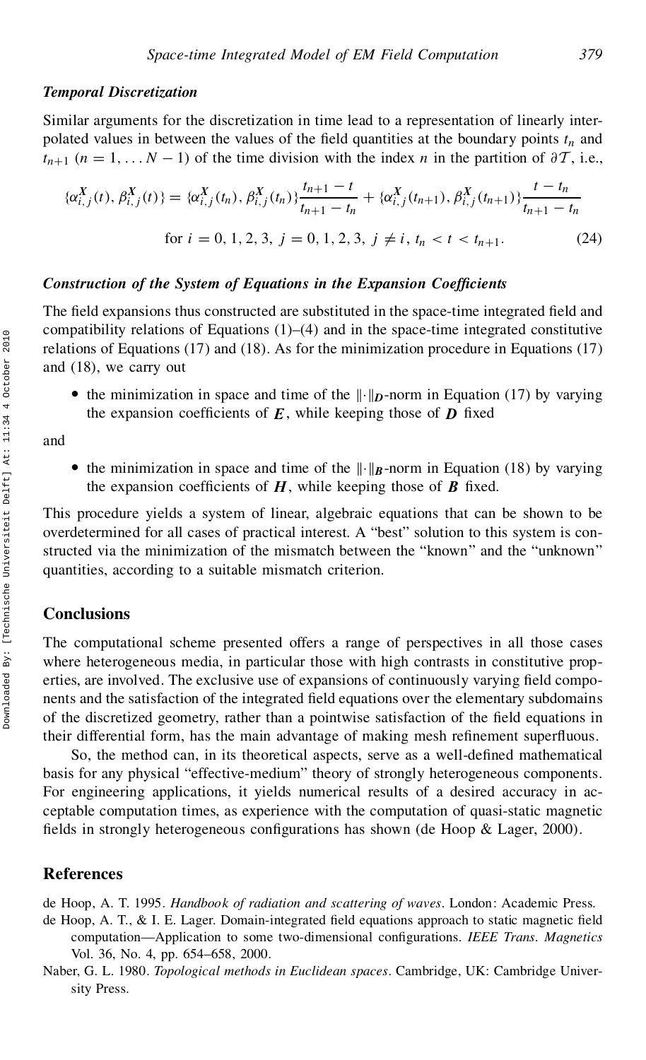### Temporal Discretization

Similar arguments for the discretization in time lead to a representation of linearly interpolated values in between the values of the field quantities at the boundary points $t_n$ and $t_{n+1}$ ($n = 1, \ldots N-1$) of the time division with the index $n$ in the partition of $\partial\mathcal{T}$, i.e.,

$$\{\alpha^X_{i,j}(t), \beta^X_{i,j}(t)\} = \{\alpha^X_{i,j}(t_n), \beta^X_{i,j}(t_n)\}\frac{t_{n+1}-t}{t_{n+1}-t_n} + \{\alpha^X_{i,j}(t_{n+1}), \beta^X_{i,j}(t_{n+1})\}\frac{t-t_n}{t_{n+1}-t_n}$$

$$\text{for } i = 0, 1, 2, 3,\ j = 0, 1, 2, 3,\ j \neq i,\ t_n < t < t_{n+1}. \tag{24}$$

### Construction of the System of Equations in the Expansion Coefficients

The field expansions thus constructed are substituted in the space-time integrated field and compatibility relations of Equations (1)–(4) and in the space-time integrated constitutive relations of Equations (17) and (18). As for the minimization procedure in Equations (17) and (18), we carry out

- the minimization in space and time of the $\|\cdot\|_{\boldsymbol{D}}$-norm in Equation (17) by varying the expansion coefficients of $\boldsymbol{E}$, while keeping those of $\boldsymbol{D}$ fixed

and

- the minimization in space and time of the $\|\cdot\|_{\boldsymbol{B}}$-norm in Equation (18) by varying the expansion coefficients of $\boldsymbol{H}$, while keeping those of $\boldsymbol{B}$ fixed.

This procedure yields a system of linear, algebraic equations that can be shown to be overdetermined for all cases of practical interest. A "best" solution to this system is constructed via the minimization of the mismatch between the "known" and the "unknown" quantities, according to a suitable mismatch criterion.

## Conclusions

The computational scheme presented offers a range of perspectives in all those cases where heterogeneous media, in particular those with high contrasts in constitutive properties, are involved. The exclusive use of expansions of continuously varying field components and the satisfaction of the integrated field equations over the elementary subdomains of the discretized geometry, rather than a pointwise satisfaction of the field equations in their differential form, has the main advantage of making mesh refinement superfluous.

So, the method can, in its theoretical aspects, serve as a well-defined mathematical basis for any physical "effective-medium" theory of strongly heterogeneous components. For engineering applications, it yields numerical results of a desired accuracy in acceptable computation times, as experience with the computation of quasi-static magnetic fields in strongly heterogeneous configurations has shown (de Hoop & Lager, 2000).

## References

de Hoop, A. T. 1995. *Handbook of radiation and scattering of waves*. London: Academic Press.

de Hoop, A. T., & I. E. Lager. Domain-integrated field equations approach to static magnetic field computation—Application to some two-dimensional configurations. *IEEE Trans. Magnetics* Vol. 36, No. 4, pp. 654–658, 2000.

Naber, G. L. 1980. *Topological methods in Euclidean spaces*. Cambridge, UK: Cambridge University Press.